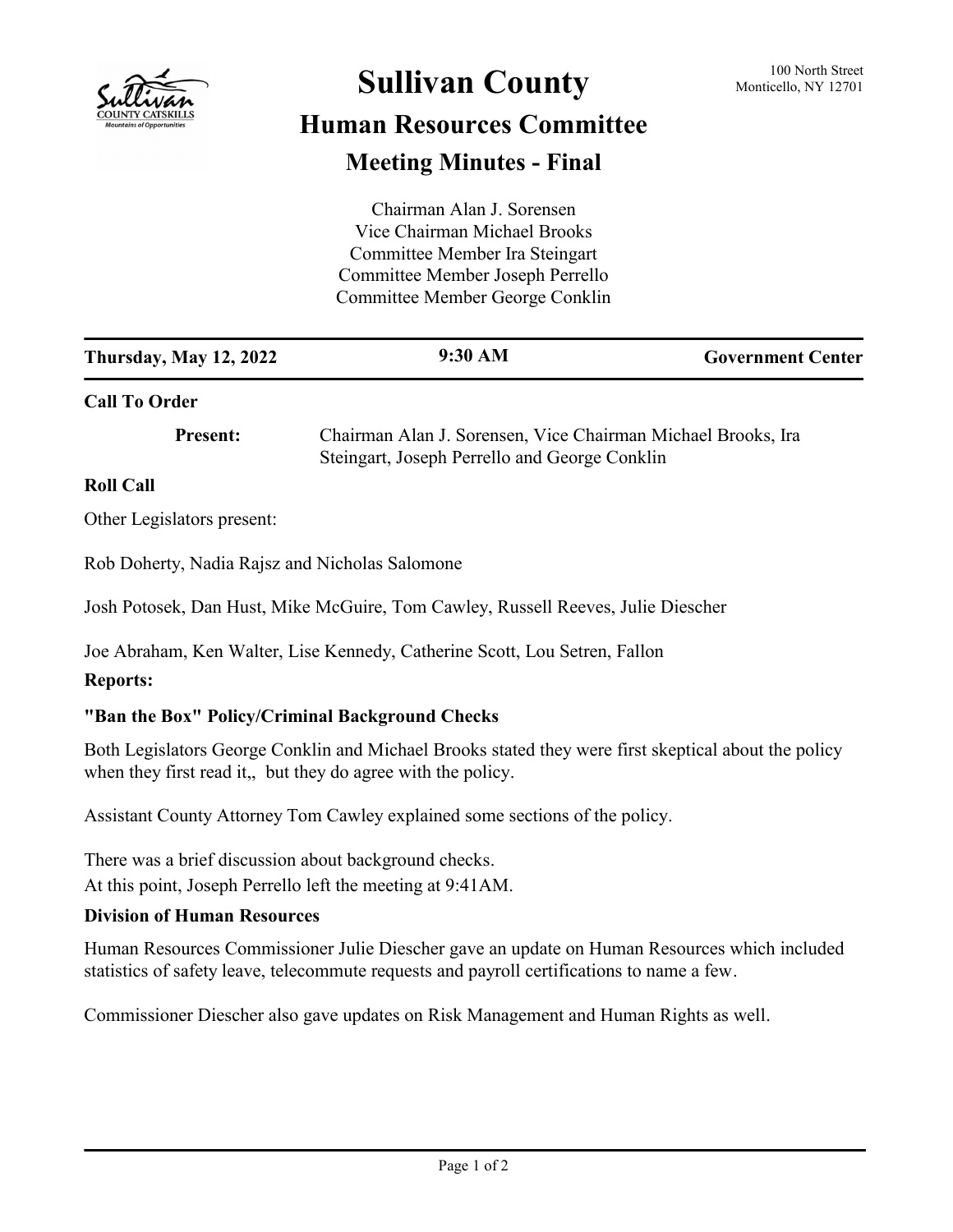# Sullivan County

## Human Resources Committee

### Meeting Minutes - Final

100 North Street
Monticello, NY 12701

Chairman Alan J. Sorensen
Vice Chairman Michael Brooks
Committee Member Ira Steingart
Committee Member Joseph Perrello
Committee Member George Conklin

| Thursday, May 12, 2022 | 9:30 AM | Government Center |
|---|---|---|

**Call To Order**

**Present:** Chairman Alan J. Sorensen, Vice Chairman Michael Brooks, Ira Steingart, Joseph Perrello and George Conklin

**Roll Call**

Other Legislators present:

Rob Doherty, Nadia Rajsz and Nicholas Salomone

Josh Potosek, Dan Hust, Mike McGuire, Tom Cawley, Russell Reeves, Julie Diescher

Joe Abraham, Ken Walter, Lise Kennedy, Catherine Scott, Lou Setren, Fallon

**Reports:**

**"Ban the Box" Policy/Criminal Background Checks**

Both Legislators George Conklin and Michael Brooks stated they were first skeptical about the policy when they first read it,, but they do agree with the policy.

Assistant County Attorney Tom Cawley explained some sections of the policy.

There was a brief discussion about background checks.
At this point, Joseph Perrello left the meeting at 9:41AM.

**Division of Human Resources**

Human Resources Commissioner Julie Diescher gave an update on Human Resources which included statistics of safety leave, telecommute requests and payroll certifications to name a few.

Commissioner Diescher also gave updates on Risk Management and Human Rights as well.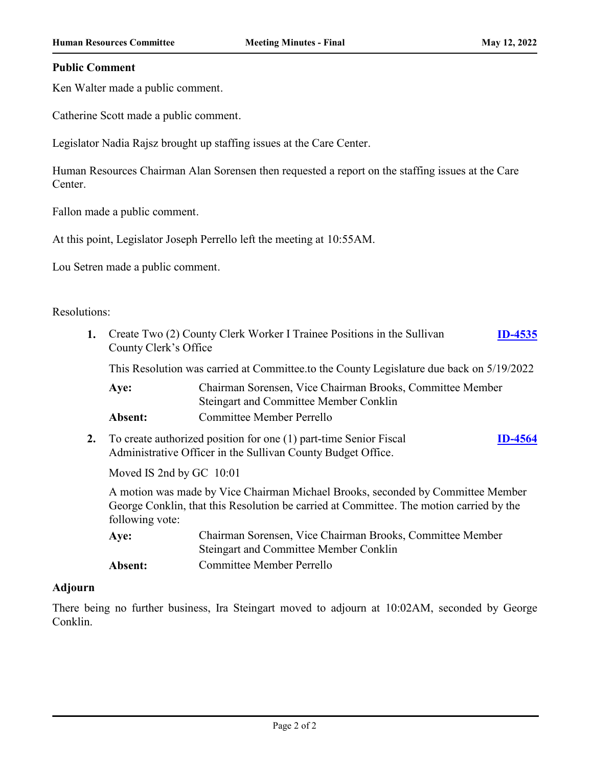## Public Comment

Ken Walter made a public comment.

Catherine Scott made a public comment.

Legislator Nadia Rajsz brought up staffing issues at the Care Center.

Human Resources Chairman Alan Sorensen then requested a report on the staffing issues at the Care Center.

Fallon made a public comment.

At this point, Legislator Joseph Perrello left the meeting at 10:55AM.

Lou Setren made a public comment.

Resolutions:

**1.** Create Two (2) County Clerk Worker I Trainee Positions in the Sullivan County Clerk's Office **ID-4535**

This Resolution was carried at Committee.to the County Legislature due back on 5/19/2022

| | |
|---|---|
| **Aye:** | Chairman Sorensen, Vice Chairman Brooks, Committee Member Steingart and Committee Member Conklin |
| **Absent:** | Committee Member Perrello |

**2.** To create authorized position for one (1) part-time Senior Fiscal Administrative Officer in the Sullivan County Budget Office. **ID-4564**

Moved IS 2nd by GC 10:01

A motion was made by Vice Chairman Michael Brooks, seconded by Committee Member George Conklin, that this Resolution be carried at Committee. The motion carried by the following vote:

| | |
|---|---|
| **Aye:** | Chairman Sorensen, Vice Chairman Brooks, Committee Member Steingart and Committee Member Conklin |
| **Absent:** | Committee Member Perrello |

## Adjourn

There being no further business, Ira Steingart moved to adjourn at 10:02AM, seconded by George Conklin.